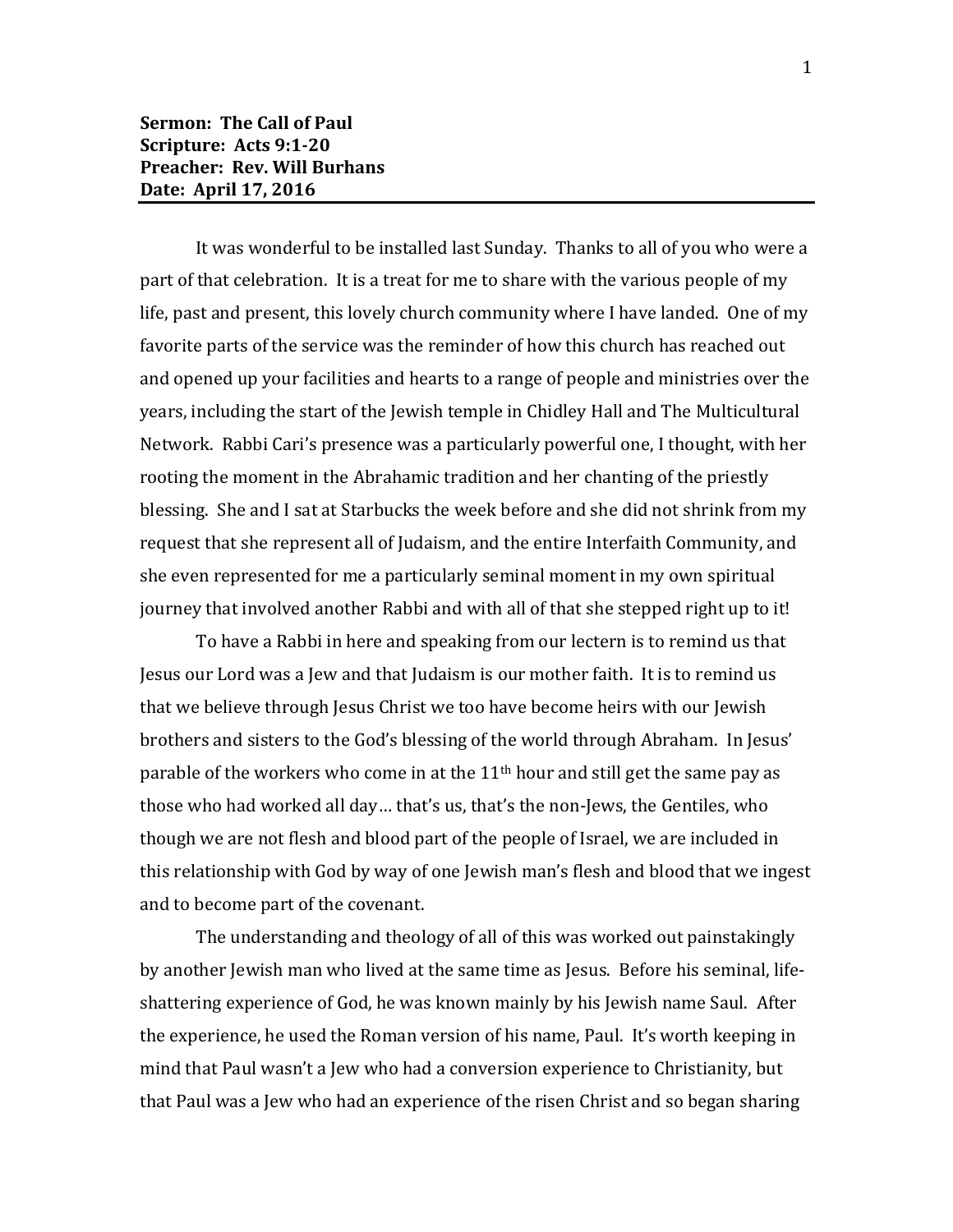**Sermon: The Call of Paul**
**Scripture: Acts 9:1-20**
**Preacher: Rev. Will Burhans**
**Date: April 17, 2016**

---

It was wonderful to be installed last Sunday. Thanks to all of you who were a part of that celebration. It is a treat for me to share with the various people of my life, past and present, this lovely church community where I have landed. One of my favorite parts of the service was the reminder of how this church has reached out and opened up your facilities and hearts to a range of people and ministries over the years, including the start of the Jewish temple in Chidley Hall and The Multicultural Network. Rabbi Cari's presence was a particularly powerful one, I thought, with her rooting the moment in the Abrahamic tradition and her chanting of the priestly blessing. She and I sat at Starbucks the week before and she did not shrink from my request that she represent all of Judaism, and the entire Interfaith Community, and she even represented for me a particularly seminal moment in my own spiritual journey that involved another Rabbi and with all of that she stepped right up to it!

To have a Rabbi in here and speaking from our lectern is to remind us that Jesus our Lord was a Jew and that Judaism is our mother faith. It is to remind us that we believe through Jesus Christ we too have become heirs with our Jewish brothers and sisters to the God's blessing of the world through Abraham. In Jesus' parable of the workers who come in at the 11th hour and still get the same pay as those who had worked all day… that's us, that's the non-Jews, the Gentiles, who though we are not flesh and blood part of the people of Israel, we are included in this relationship with God by way of one Jewish man's flesh and blood that we ingest and to become part of the covenant.

The understanding and theology of all of this was worked out painstakingly by another Jewish man who lived at the same time as Jesus. Before his seminal, life-shattering experience of God, he was known mainly by his Jewish name Saul. After the experience, he used the Roman version of his name, Paul. It's worth keeping in mind that Paul wasn't a Jew who had a conversion experience to Christianity, but that Paul was a Jew who had an experience of the risen Christ and so began sharing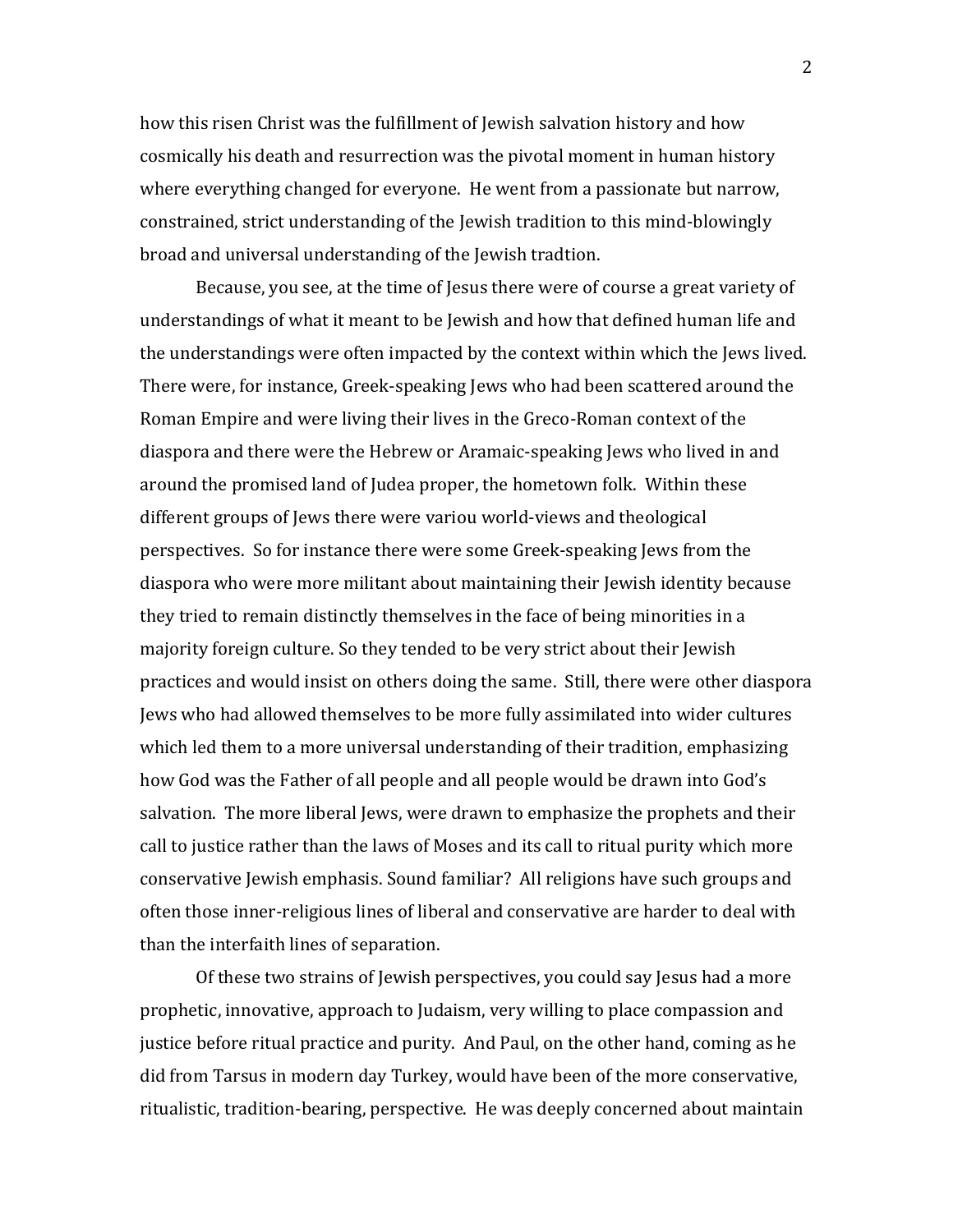how this risen Christ was the fulfillment of Jewish salvation history and how cosmically his death and resurrection was the pivotal moment in human history where everything changed for everyone. He went from a passionate but narrow, constrained, strict understanding of the Jewish tradition to this mind-blowingly broad and universal understanding of the Jewish tradtion.

Because, you see, at the time of Jesus there were of course a great variety of understandings of what it meant to be Jewish and how that defined human life and the understandings were often impacted by the context within which the Jews lived. There were, for instance, Greek-speaking Jews who had been scattered around the Roman Empire and were living their lives in the Greco-Roman context of the diaspora and there were the Hebrew or Aramaic-speaking Jews who lived in and around the promised land of Judea proper, the hometown folk. Within these different groups of Jews there were variou world-views and theological perspectives. So for instance there were some Greek-speaking Jews from the diaspora who were more militant about maintaining their Jewish identity because they tried to remain distinctly themselves in the face of being minorities in a majority foreign culture. So they tended to be very strict about their Jewish practices and would insist on others doing the same. Still, there were other diaspora Jews who had allowed themselves to be more fully assimilated into wider cultures which led them to a more universal understanding of their tradition, emphasizing how God was the Father of all people and all people would be drawn into God's salvation. The more liberal Jews, were drawn to emphasize the prophets and their call to justice rather than the laws of Moses and its call to ritual purity which more conservative Jewish emphasis. Sound familiar? All religions have such groups and often those inner-religious lines of liberal and conservative are harder to deal with than the interfaith lines of separation.

Of these two strains of Jewish perspectives, you could say Jesus had a more prophetic, innovative, approach to Judaism, very willing to place compassion and justice before ritual practice and purity. And Paul, on the other hand, coming as he did from Tarsus in modern day Turkey, would have been of the more conservative, ritualistic, tradition-bearing, perspective. He was deeply concerned about maintain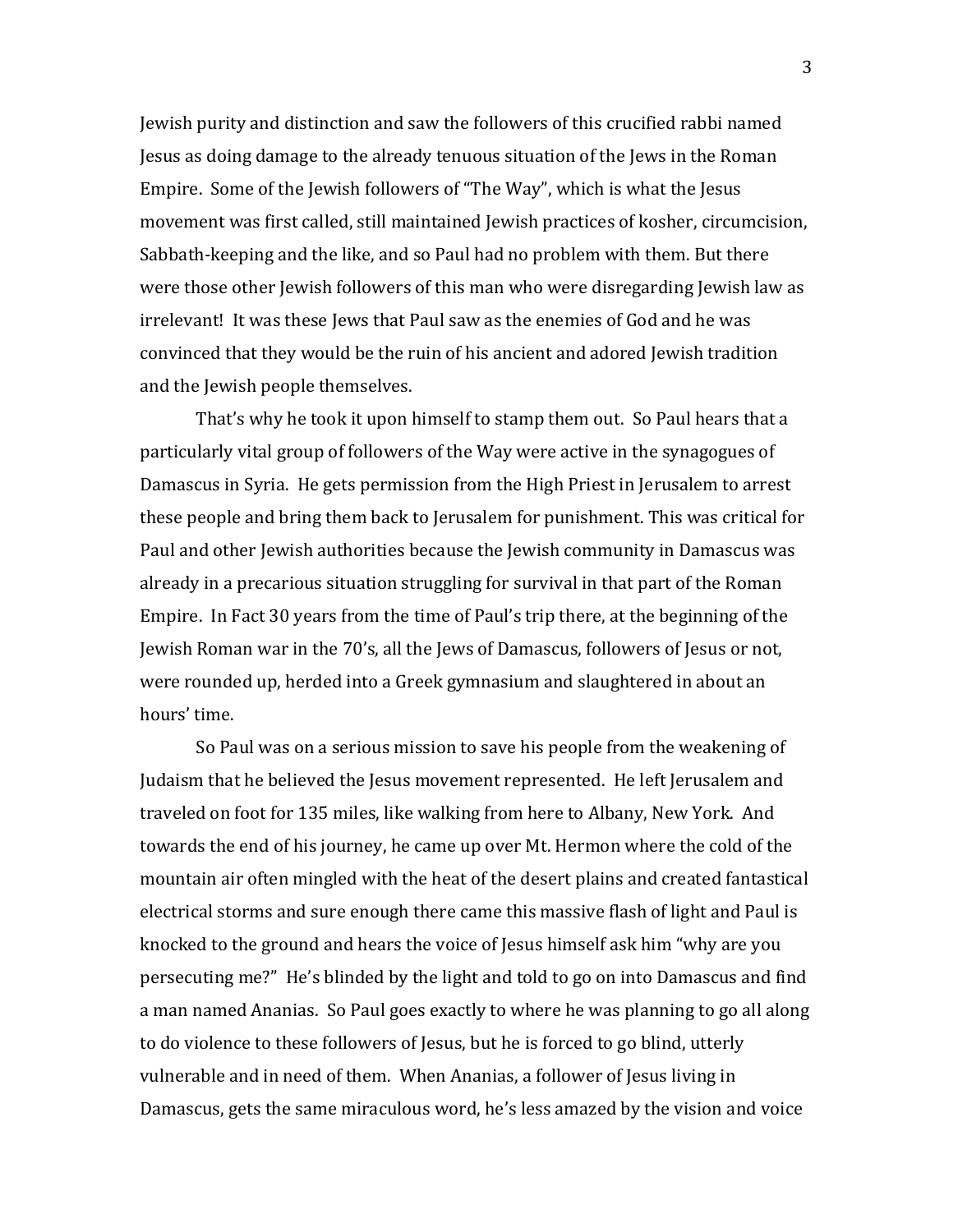Jewish purity and distinction and saw the followers of this crucified rabbi named Jesus as doing damage to the already tenuous situation of the Jews in the Roman Empire. Some of the Jewish followers of "The Way", which is what the Jesus movement was first called, still maintained Jewish practices of kosher, circumcision, Sabbath-keeping and the like, and so Paul had no problem with them. But there were those other Jewish followers of this man who were disregarding Jewish law as irrelevant! It was these Jews that Paul saw as the enemies of God and he was convinced that they would be the ruin of his ancient and adored Jewish tradition and the Jewish people themselves.

That's why he took it upon himself to stamp them out. So Paul hears that a particularly vital group of followers of the Way were active in the synagogues of Damascus in Syria. He gets permission from the High Priest in Jerusalem to arrest these people and bring them back to Jerusalem for punishment. This was critical for Paul and other Jewish authorities because the Jewish community in Damascus was already in a precarious situation struggling for survival in that part of the Roman Empire. In Fact 30 years from the time of Paul's trip there, at the beginning of the Jewish Roman war in the 70's, all the Jews of Damascus, followers of Jesus or not, were rounded up, herded into a Greek gymnasium and slaughtered in about an hours' time.

So Paul was on a serious mission to save his people from the weakening of Judaism that he believed the Jesus movement represented. He left Jerusalem and traveled on foot for 135 miles, like walking from here to Albany, New York. And towards the end of his journey, he came up over Mt. Hermon where the cold of the mountain air often mingled with the heat of the desert plains and created fantastical electrical storms and sure enough there came this massive flash of light and Paul is knocked to the ground and hears the voice of Jesus himself ask him "why are you persecuting me?" He's blinded by the light and told to go on into Damascus and find a man named Ananias. So Paul goes exactly to where he was planning to go all along to do violence to these followers of Jesus, but he is forced to go blind, utterly vulnerable and in need of them. When Ananias, a follower of Jesus living in Damascus, gets the same miraculous word, he's less amazed by the vision and voice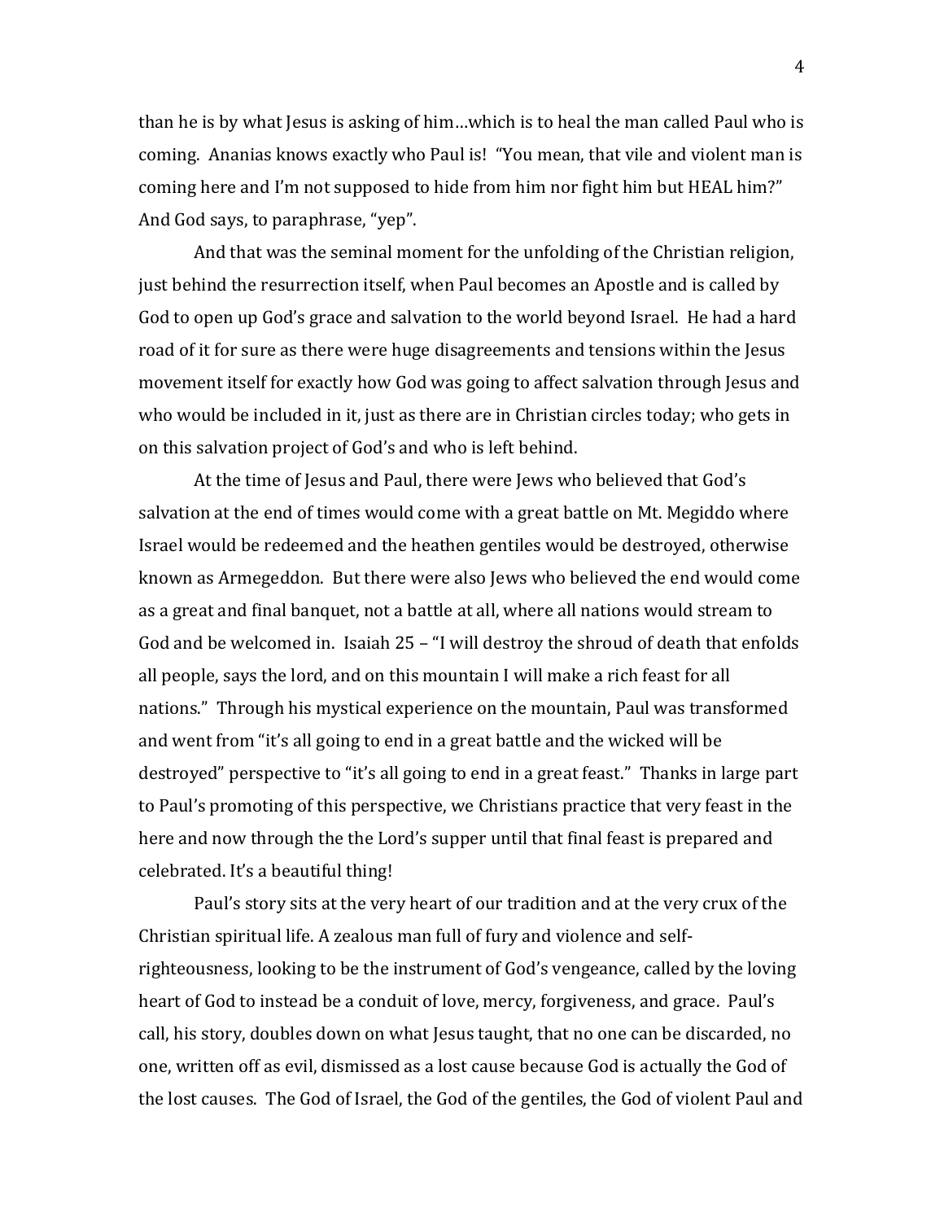than he is by what Jesus is asking of him…which is to heal the man called Paul who is coming. Ananias knows exactly who Paul is! "You mean, that vile and violent man is coming here and I'm not supposed to hide from him nor fight him but HEAL him?" And God says, to paraphrase, "yep".

And that was the seminal moment for the unfolding of the Christian religion, just behind the resurrection itself, when Paul becomes an Apostle and is called by God to open up God's grace and salvation to the world beyond Israel. He had a hard road of it for sure as there were huge disagreements and tensions within the Jesus movement itself for exactly how God was going to affect salvation through Jesus and who would be included in it, just as there are in Christian circles today; who gets in on this salvation project of God's and who is left behind.

At the time of Jesus and Paul, there were Jews who believed that God's salvation at the end of times would come with a great battle on Mt. Megiddo where Israel would be redeemed and the heathen gentiles would be destroyed, otherwise known as Armegeddon. But there were also Jews who believed the end would come as a great and final banquet, not a battle at all, where all nations would stream to God and be welcomed in. Isaiah 25 – "I will destroy the shroud of death that enfolds all people, says the lord, and on this mountain I will make a rich feast for all nations." Through his mystical experience on the mountain, Paul was transformed and went from "it's all going to end in a great battle and the wicked will be destroyed" perspective to "it's all going to end in a great feast." Thanks in large part to Paul's promoting of this perspective, we Christians practice that very feast in the here and now through the the Lord's supper until that final feast is prepared and celebrated. It's a beautiful thing!

Paul's story sits at the very heart of our tradition and at the very crux of the Christian spiritual life. A zealous man full of fury and violence and self-righteousness, looking to be the instrument of God's vengeance, called by the loving heart of God to instead be a conduit of love, mercy, forgiveness, and grace. Paul's call, his story, doubles down on what Jesus taught, that no one can be discarded, no one, written off as evil, dismissed as a lost cause because God is actually the God of the lost causes. The God of Israel, the God of the gentiles, the God of violent Paul and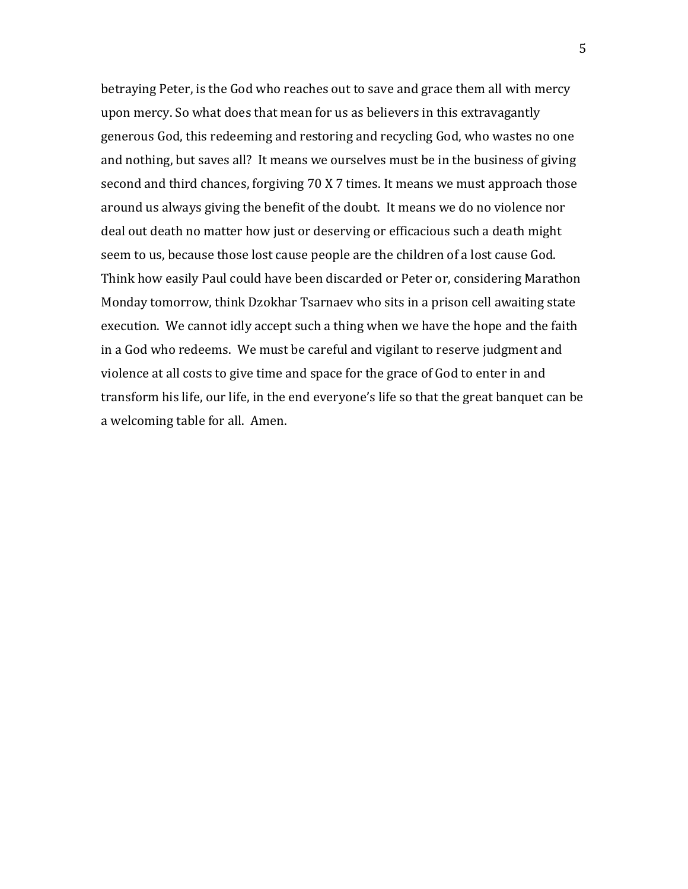betraying Peter, is the God who reaches out to save and grace them all with mercy upon mercy. So what does that mean for us as believers in this extravagantly generous God, this redeeming and restoring and recycling God, who wastes no one and nothing, but saves all? It means we ourselves must be in the business of giving second and third chances, forgiving 70 X 7 times. It means we must approach those around us always giving the benefit of the doubt. It means we do no violence nor deal out death no matter how just or deserving or efficacious such a death might seem to us, because those lost cause people are the children of a lost cause God. Think how easily Paul could have been discarded or Peter or, considering Marathon Monday tomorrow, think Dzokhar Tsarnaev who sits in a prison cell awaiting state execution. We cannot idly accept such a thing when we have the hope and the faith in a God who redeems. We must be careful and vigilant to reserve judgment and violence at all costs to give time and space for the grace of God to enter in and transform his life, our life, in the end everyone's life so that the great banquet can be a welcoming table for all. Amen.